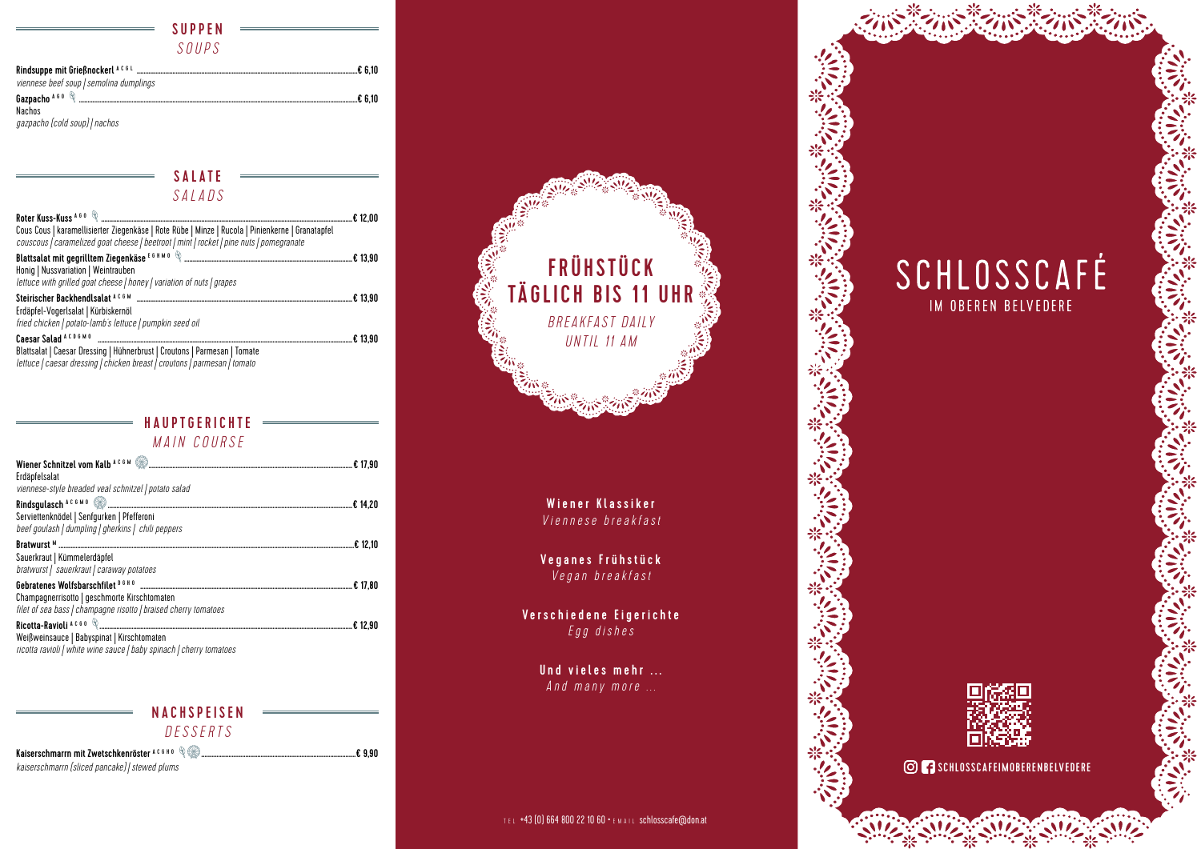## SUPPEN
*SOUPS*

**Rindsuppe mit Grießnockerl** [A C G L] ........ € 6,10
*viennese beef soup | semolina dumplings*

**Gazpacho** [A G O] ........ € 6,10
Nachos
*gazpacho (cold soup) | nachos*

## SALATE
*SALADS*

**Roter Kuss-Kuss** [A G O] ........ € 12,00
Cous Cous | karamellisierter Ziegenkäse | Rote Rübe | Minze | Rucola | Pinienkerne | Granatapfel
*couscous | caramelized goat cheese | beetroot | mint | rocket | pine nuts | pomegranate*

**Blattsalat mit gegrilltem Ziegenkäse** [E G H M O] ........ € 13,90
Honig | Nussvariation | Weintrauben
*lettuce with grilled goat cheese | honey | variation of nuts | grapes*

**Steirischer Backhendlsalat** [A C G M] ........ € 13,90
Erdäpfel-Vogerlsalat | Kürbiskernöl
*fried chicken | potato-lamb's lettuce | pumpkin seed oil*

**Caesar Salad** [A C D G M O] ........ € 13,90
Blattsalat | Caesar Dressing | Hühnerbrust | Croutons | Parmesan | Tomate
*lettuce | caesar dressing | chicken breast | croutons | parmesan | tomato*

## HAUPTGERICHTE
*MAIN COURSE*

**Wiener Schnitzel vom Kalb** [A C G M] ........ € 17,90
Erdäpfelsalat
*viennese-style breaded veal schnitzel | potato salad*

**Rindsgulasch** [A C G M O] ........ € 14,20
Serviettenknödel | Senfgurken | Pfefferoni
*beef goulash | dumpling | gherkins | chili peppers*

**Bratwurst** [M] ........ € 12,10
Sauerkraut | Kümmelerdäpfel
*bratwurst | sauerkraut | caraway potatoes*

**Gebratenes Wolfsbarschfilet** [D G H O] ........ € 17,80
Champagnerrisotto | geschmorte Kirschtomaten
*filet of sea bass | champagne risotto | braised cherry tomatoes*

**Ricotta-Ravioli** [A C G O] ........ € 12,90
Weißweinsauce | Babyspinat | Kirschtomaten
*ricotta ravioli | white wine sauce | baby spinach | cherry tomatoes*

## NACHSPEISEN
*DESSERTS*

**Kaiserschmarrn mit Zwetschkenröster** [A C G H O] ........ € 9,90
*kaiserschmarrn (sliced pancake) | stewed plums*

## FRÜHSTÜCK TÄGLICH BIS 11 UHR
*BREAKFAST DAILY UNTIL 11 AM*

**Wiener Klassiker**
*Viennese breakfast*

**Veganes Frühstück**
*Vegan breakfast*

**Verschiedene Eigerichte**
*Egg dishes*

**Und vieles mehr ...**
*And many more ...*

TEL +43 (0) 664 800 22 10 60 • EMAIL schlosscafe@don.at

# SCHLOSSCAFÉ
IM OBEREN BELVEDERE

SCHLOSSCAFEIMOBERENBELVEDERE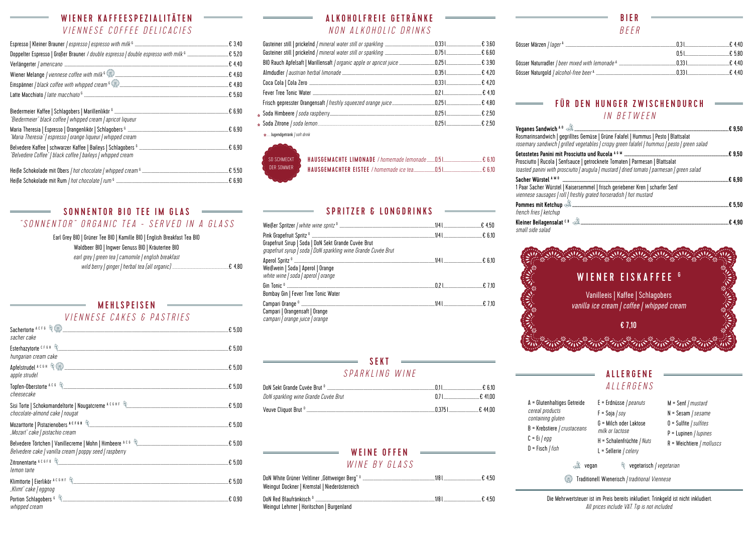## WIENER KAFFEESPEZIALITÄTEN
### *VIENNESE COFFEE DELICACIES*

| | |
|---|---|
| Espresso \| Kleiner Brauner / *espresso / espresso with milk* G | € 3,40 |
| Doppelter Espresso \| Großer Brauner / *double espresso / double espresso with milk* G | € 5,20 |
| Verlängerter / *americano* | € 4,40 |
| Wiener Melange / *viennese coffee with milk* G | € 4,60 |
| Einspänner / *black coffee with whipped cream* G | € 4,80 |
| Latte Macchiato / *latte macchiato* G | € 5,60 |

| | |
|---|---|
| Biedermeier Kaffee \| Schlagobers \| Marillenlikör G<br>*"Biedermeier" black coffee / whipped cream / apricot liqueur* | € 6,90 |
| Maria Theresia \| Espresso \| Orangenlikör \| Schlagobers G<br>*"Maria Theresia" / espresso / orange liqueur / whipped cream* | € 6,90 |
| Belvedere Kaffee \| schwarzer Kaffee \| Baileys \| Schlagobers G<br>*"Belvedere Coffee" / black coffee / baileys / whipped cream* | € 6,90 |

| | |
|---|---|
| Heiße Schokolade mit Obers / *hot chocolate / whipped cream* G | € 5,50 |
| Heiße Schokolade mit Rum / *hot chocolate / rum* G | € 6,90 |

## SONNENTOR BIO TEE IM GLAS
### *"SONNENTOR" ORGANIC TEA - SERVED IN A GLASS*

Earl Grey BIO | Grüner Tee BIO | Kamille BIO | English Breakfast Tea BIO
Waldbeer BIO | Ingwer Genuss BIO | Kräutertee BIO
*earl grey / green tea / camomile / english breakfast*
*wild berry / ginger / herbal tea (all organic)* € 4,80

## MEHLSPEISEN
### *VIENNESE CAKES & PASTRIES*

| | |
|---|---|
| Sachertorte A C F G<br>*sacher cake* | € 5,00 |
| Esterhazytorte C F G H<br>*hungarian cream cake* | € 5,00 |
| Apfelstrudel A C G H<br>*apple strudel* | € 5,00 |
| Topfen-Oberstorte A C G<br>*cheesecake* | € 5,00 |
| Sisi Torte \| Schokomandeltorte \| Nougatcreme A C G H F<br>*chocolate-almond cake / nougat* | € 5,00 |
| Mozarttorte \| Pistazienobers A C F G H<br>*„Mozart" cake / pistachio cream* | € 5,00 |
| Belvedere Törtchen \| Vanillecreme \| Mohn \| Himbeere A C G<br>*Belvedere cake / vanilla cream / poppy seed / raspberry* | € 5,00 |
| Zitronentarte A C G F O<br>*lemon tarte* | € 5,00 |
| Klimttorte \| Eierlikör A C G H F<br>*„Klimt" cake / eggnog* | € 5,00 |
| Portion Schlagobers G<br>*whipped cream* | € 0,90 |

## ALKOHOLFREIE GETRÄNKE
### *NON ALKOHOLIC DRINKS*

| | | |
|---|---|---|
| Gasteiner still \| prickelnd / *mineral water still or sparkling* | 0,33 l | € 3,60 |
| Gasteiner still \| prickelnd / *mineral water still or sparkling* | 0,75 l | € 6,60 |
| BIO Rauch Apfelsaft \| Marillensaft / *organic apple or apricot juice* | 0,25 l | € 3,90 |
| Almdudler / *austrian herbal limonade* | 0,35 l | € 4,20 |
| Coca Cola \| Cola Zero | 0,33 l | € 4,20 |
| Fever Tree Tonic Water | 0,2 l | € 4,10 |
| Frisch gepresster Orangensaft / *freshly squeezed orange juice* | 0,25 l | € 4,80 |
| ★ Soda Himbeere / *soda raspberry* | 0,25 l | € 2,50 |
| ★ Soda Zitrone / *soda lemon* | 0,25 l | € 2,50 |

★ ... Jugendgetränk / *soft drink*

SO SCHMECKT DER SOMMER

| | | |
|---|---|---|
| **HAUSGEMACHTE LIMONADE** / *homemade lemonade* | 0,5 l | € 6,10 |
| **HAUSGEMACHTER EISTEE** / *homemade ice tea* | 0,5 l | € 6,10 |

## SPRITZER & LONGDRINKS

| | | |
|---|---|---|
| Weißer Spritzer / *white wine spritz* O | 1/4 l | € 4,50 |
| Pink Grapefruit Spritz O<br>Grapefruit Sirup \| Soda \| DoN Sekt Grande Cuvée Brut<br>*grapefruit syrup / soda / DoN sparkling wine Grande Cuvée Brut* | 1/4 l | € 6,10 |
| Aperol Spritz O<br>Weißwein \| Soda \| Aperol \| Orange<br>*white wine / soda / aperol / orange* | 1/4 l | € 6,10 |
| Gin Tonic O<br>Bombay Gin \| Fever Tree Tonic Water | 0,2 l | € 7,10 |
| Campari Orange O<br>Campari \| Orangensaft \| Orange<br>*campari / orange juice / orange* | 1/4 l | € 7,10 |

## SEKT
### *SPARKLING WINE*

| | | |
|---|---|---|
| DoN Sekt Grande Cuvée Brut O | 0,1 l | € 6,10 |
| *DoN sparkling wine Grande Cuvée Brut* | 0,7 l | € 41,00 |
| Veuve Cliquot Brut O | 0,375 l | € 44,00 |

## WEINE OFFEN
### *WINE BY GLASS*

| | | |
|---|---|---|
| DoN White Grüner Veltliner „Göttweiger Berg" O<br>Weingut Dockner \| Kremstal \| Niederösterreich | 1/8 l | € 4,50 |
| DoN Red Blaufränkisch O<br>Weingut Lehrner \| Horitschon \| Burgenland | 1/8 l | € 4,50 |

## BIER
### *BEER*

| | | |
|---|---|---|
| Gösser Märzen / *lager* A | 0,3 l | € 4,40 |
| | 0,5 l | € 5,80 |
| Gösser Naturradler / *beer mixed with lemonade* A | 0,33 l | € 4,40 |
| Gösser Naturgold / *alcohol-free beer* A | 0,33 l | € 4,40 |

## FÜR DEN HUNGER ZWISCHENDURCH
### *IN BETWEEN*

| | |
|---|---|
| **Veganes Sandwich** A O<br>Rosmarinsandwich \| gegrilltes Gemüse \| Grüne Falafel \| Hummus \| Pesto \| Blattsalat<br>*rosemary sandwich / grilled vegetables / crispy green falafel / hummus / pesto / green salad* | **€ 9,50** |
| **Getostetes Panini mit Prosciutto und Rucola** A G M<br>Prosciutto \| Rucola \| Senfsauce \| getrocknete Tomaten \| Parmesan \| Blattsalat<br>*toasted panini with prosciutto / arugula / mustard / dried tomato / parmesan / green salad* | **€ 9,50** |
| **Sacher Würstel** A M O<br>1 Paar Sacher Würstel \| Kaisersemmel \| frisch geriebener Kren \| scharfer Senf<br>*viennese sausages / roll / freshly grated horseradish / hot mustard* | **€ 6,90** |
| **Pommes mit Ketchup**<br>*french fries / ketchup* | **€ 5,50** |
| **Kleiner Beilagensalat** C B<br>*small side salad* | **€ 4,90** |

## WIENER EISKAFFEE G

Vanilleeis | Kaffee | Schlagobers
*vanilla ice cream / coffee / whipped cream*

**€ 7,10**

## ALLERGENE
### *ALLERGENS*

A = Glutenhaltiges Getreide / *cereal products containing gluten*
B = Krebstiere / *crustaceans*
C = Ei / *egg*
D = Fisch / *fish*
E = Erdnüsse / *peanuts*
F = Soja / *soy*
G = Milch oder Laktose / *milk or lactose*
H = Schalenfrüchte / *Nuts*
L = Sellerie / *celery*
M = Senf / *mustard*
N = Sesam / *sesame*
O = Sulfite / *sulfites*
P = Lupinen / *lupines*
R = Weichtiere / *molluscs*

vegan — vegetarisch / *vegetarian*

Traditionell Wienerisch / *traditional Viennese*

Die Mehrwertsteuer ist im Preis bereits inkludiert. Trinkgeld ist nicht inkludiert.
*All prices include VAT. Tip is not included.*